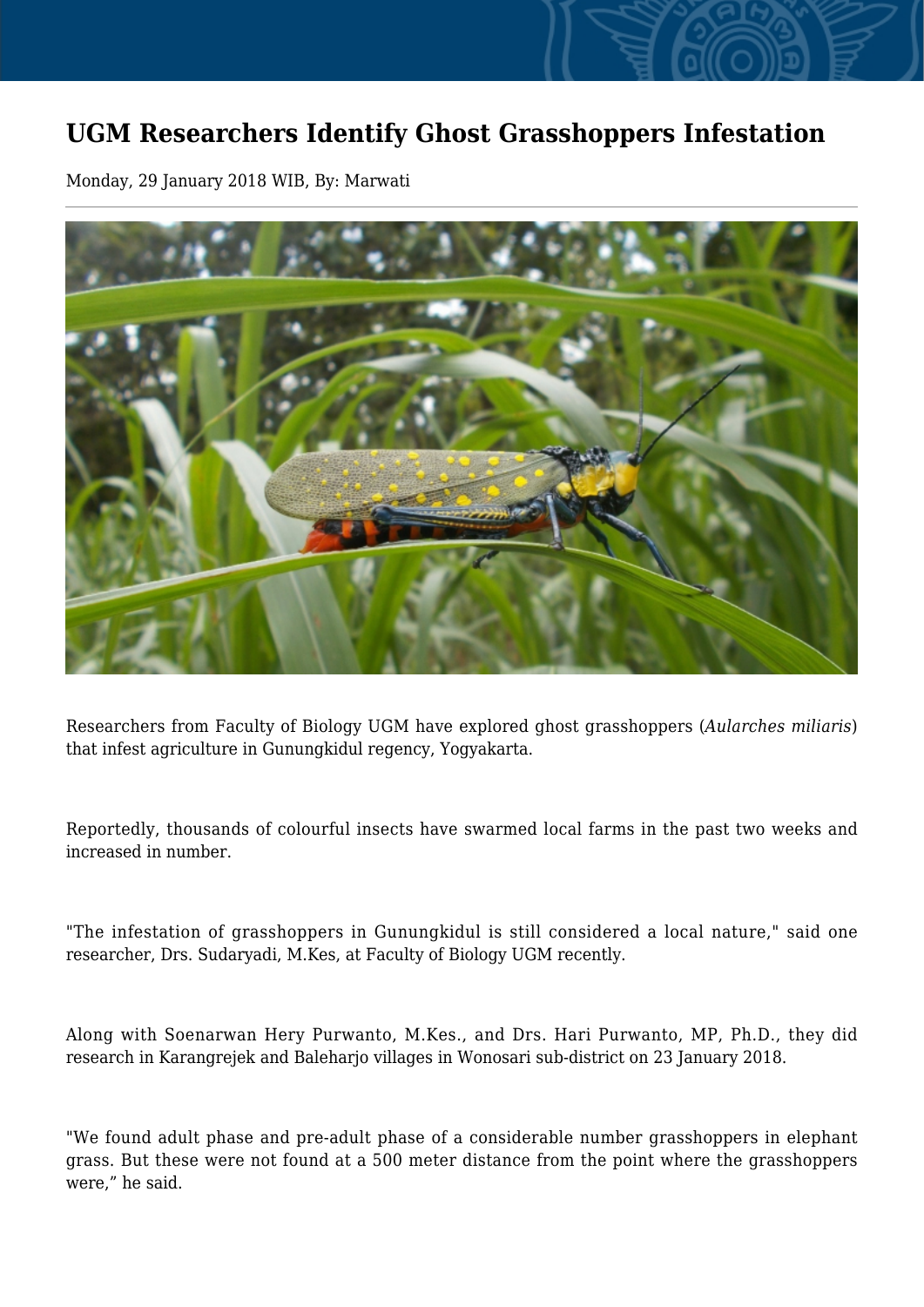# UGM Researchers Identify Ghost Grasshoppers Infestation

Monday, 29 January 2018 WIB, By: Marwati

Researchers from Faculty of Biology UGM have explored ghost grasshoppers (*Aularches miliaris*) that infest agriculture in Gunungkidul regency, Yogyakarta.

Reportedly, thousands of colourful insects have swarmed local farms in the past two weeks and increased in number.

"The infestation of grasshoppers in Gunungkidul is still considered a local nature," said one researcher, Drs. Sudaryadi, M.Kes, at Faculty of Biology UGM recently.

Along with Soenarwan Hery Purwanto, M.Kes., and Drs. Hari Purwanto, MP, Ph.D., they did research in Karangrejek and Baleharjo villages in Wonosari sub-district on 23 January 2018.

"We found adult phase and pre-adult phase of a considerable number grasshoppers in elephant grass. But these were not found at a 500 meter distance from the point where the grasshoppers were," he said.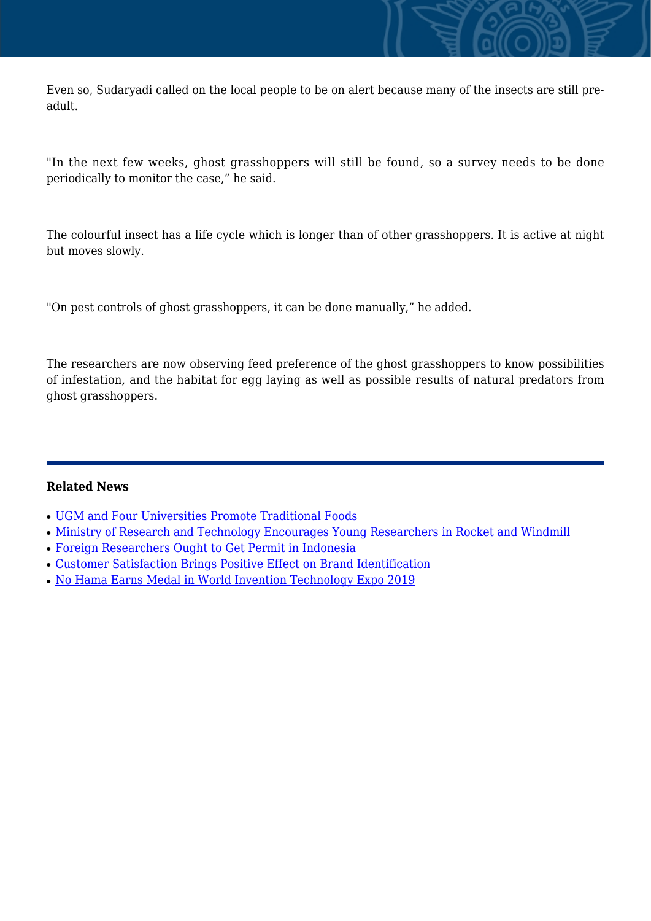Even so, Sudaryadi called on the local people to be on alert because many of the insects are still pre-adult.

"In the next few weeks, ghost grasshoppers will still be found, so a survey needs to be done periodically to monitor the case," he said.

The colourful insect has a life cycle which is longer than of other grasshoppers. It is active at night but moves slowly.

"On pest controls of ghost grasshoppers, it can be done manually," he added.

The researchers are now observing feed preference of the ghost grasshoppers to know possibilities of infestation, and the habitat for egg laying as well as possible results of natural predators from ghost grasshoppers.

---

**Related News**

- UGM and Four Universities Promote Traditional Foods
- Ministry of Research and Technology Encourages Young Researchers in Rocket and Windmill
- Foreign Researchers Ought to Get Permit in Indonesia
- Customer Satisfaction Brings Positive Effect on Brand Identification
- No Hama Earns Medal in World Invention Technology Expo 2019